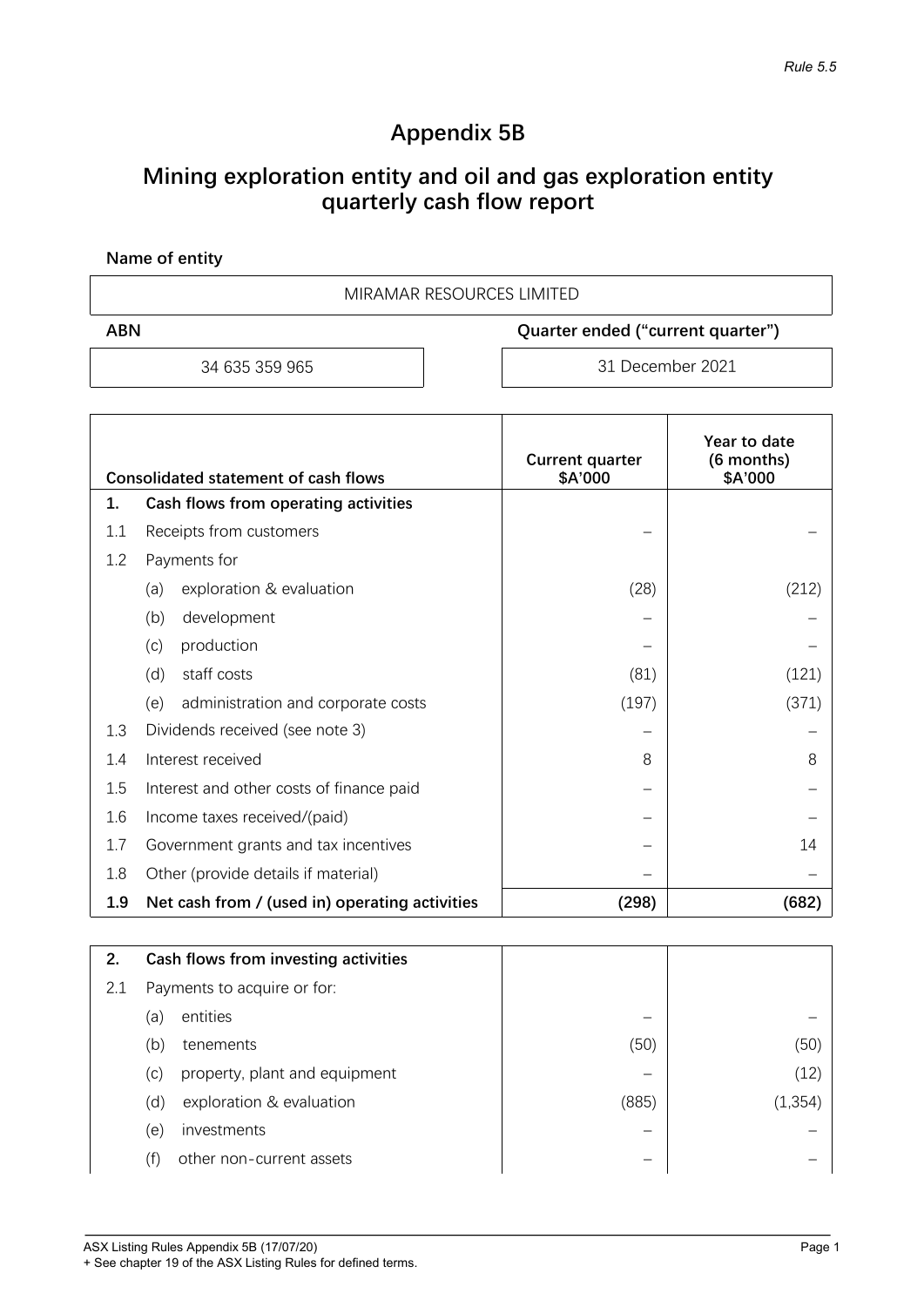*Rule 5.5*

# Appendix 5B

## Mining exploration entity and oil and gas exploration entity quarterly cash flow report

**Name of entity**

| MIRAMAR RESOURCES LIMITED |
|---|

| ABN | Quarter ended ("current quarter") |
|---|---|
| 34 635 359 965 | 31 December 2021 |

| | Consolidated statement of cash flows | Current quarter $A'000 | Year to date (6 months) $A'000 |
|---|---|---|---|
| **1.** | **Cash flows from operating activities** | | |
| 1.1 | Receipts from customers | – | – |
| 1.2 | Payments for | | |
| | (a) exploration & evaluation | (28) | (212) |
| | (b) development | – | – |
| | (c) production | – | – |
| | (d) staff costs | (81) | (121) |
| | (e) administration and corporate costs | (197) | (371) |
| 1.3 | Dividends received (see note 3) | – | – |
| 1.4 | Interest received | 8 | 8 |
| 1.5 | Interest and other costs of finance paid | – | – |
| 1.6 | Income taxes received/(paid) | – | – |
| 1.7 | Government grants and tax incentives | – | 14 |
| 1.8 | Other (provide details if material) | – | – |
| **1.9** | **Net cash from / (used in) operating activities** | **(298)** | **(682)** |

| | | | |
|---|---|---|---|
| **2.** | **Cash flows from investing activities** | | |
| 2.1 | Payments to acquire or for: | | |
| | (a) entities | – | – |
| | (b) tenements | (50) | (50) |
| | (c) property, plant and equipment | – | (12) |
| | (d) exploration & evaluation | (885) | (1,354) |
| | (e) investments | – | – |
| | (f) other non-current assets | – | – |

ASX Listing Rules Appendix 5B (17/07/20)
+ See chapter 19 of the ASX Listing Rules for defined terms.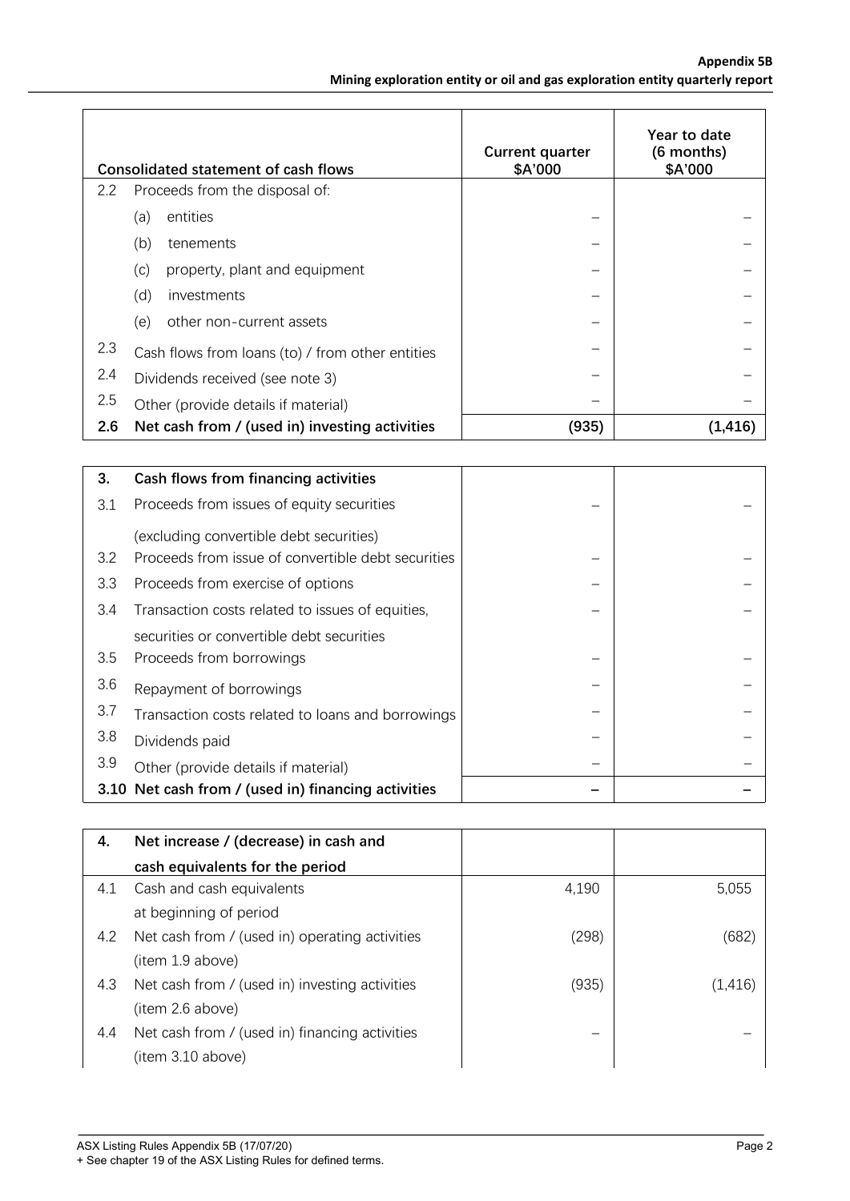| | Consolidated statement of cash flows | Current quarter $A'000 | Year to date (6 months) $A'000 |
|---|---|---|---|
| 2.2 | Proceeds from the disposal of: | | |
| | (a) entities | – | – |
| | (b) tenements | – | – |
| | (c) property, plant and equipment | – | – |
| | (d) investments | – | – |
| | (e) other non-current assets | – | – |
| 2.3 | Cash flows from loans (to) / from other entities | – | – |
| 2.4 | Dividends received (see note 3) | – | – |
| 2.5 | Other (provide details if material) | – | – |
| **2.6** | **Net cash from / (used in) investing activities** | **(935)** | **(1,416)** |

| | | | |
|---|---|---|---|
| **3.** | **Cash flows from financing activities** | | |
| 3.1 | Proceeds from issues of equity securities (excluding convertible debt securities) | – | – |
| 3.2 | Proceeds from issue of convertible debt securities | – | – |
| 3.3 | Proceeds from exercise of options | – | – |
| 3.4 | Transaction costs related to issues of equities, securities or convertible debt securities | – | – |
| 3.5 | Proceeds from borrowings | – | – |
| 3.6 | Repayment of borrowings | – | – |
| 3.7 | Transaction costs related to loans and borrowings | – | – |
| 3.8 | Dividends paid | – | – |
| 3.9 | Other (provide details if material) | – | – |
| **3.10** | **Net cash from / (used in) financing activities** | **–** | **–** |

| | | | |
|---|---|---|---|
| **4.** | **Net increase / (decrease) in cash and cash equivalents for the period** | | |
| 4.1 | Cash and cash equivalents at beginning of period | 4,190 | 5,055 |
| 4.2 | Net cash from / (used in) operating activities (item 1.9 above) | (298) | (682) |
| 4.3 | Net cash from / (used in) investing activities (item 2.6 above) | (935) | (1,416) |
| 4.4 | Net cash from / (used in) financing activities (item 3.10 above) | – | – |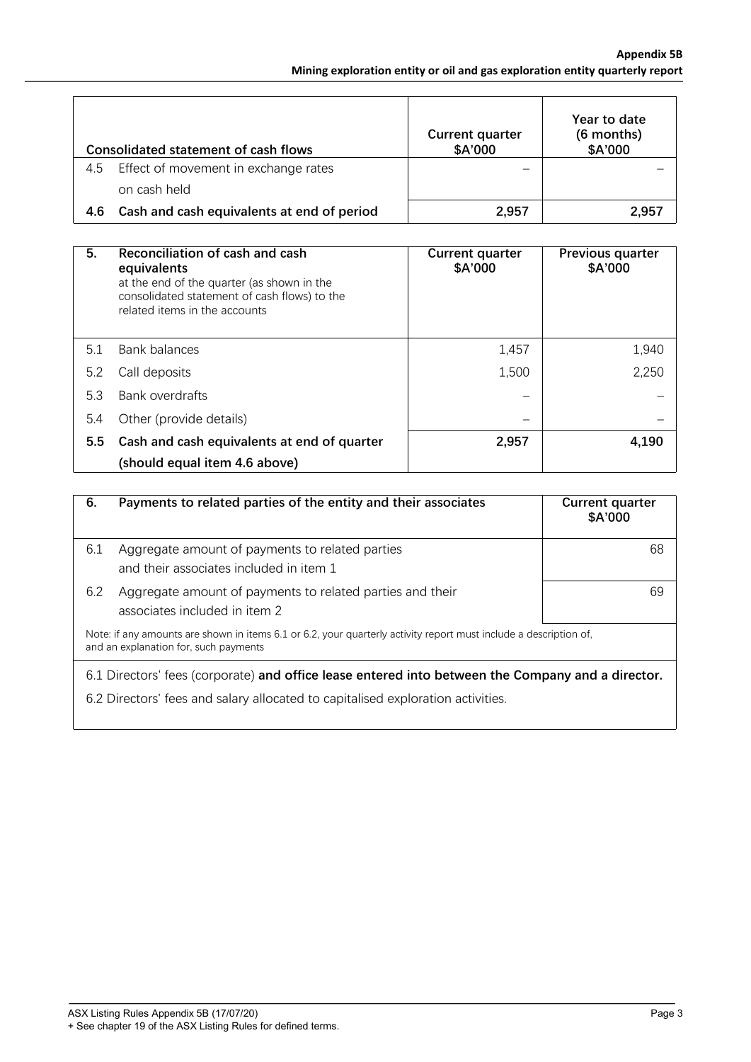| Consolidated statement of cash flows | | Current quarter $A'000 | Year to date (6 months) $A'000 |
|---|---|---|---|
| 4.5 | Effect of movement in exchange rates on cash held | – | – |
| **4.6** | **Cash and cash equivalents at end of period** | **2,957** | **2,957** |

| **5.** | **Reconciliation of cash and cash equivalents** at the end of the quarter (as shown in the consolidated statement of cash flows) to the related items in the accounts | **Current quarter $A'000** | **Previous quarter $A'000** |
|---|---|---|---|
| 5.1 | Bank balances | 1,457 | 1,940 |
| 5.2 | Call deposits | 1,500 | 2,250 |
| 5.3 | Bank overdrafts | – | – |
| 5.4 | Other (provide details) | – | – |
| **5.5** | **Cash and cash equivalents at end of quarter (should equal item 4.6 above)** | **2,957** | **4,190** |

| **6.** | **Payments to related parties of the entity and their associates** | **Current quarter $A'000** |
|---|---|---|
| 6.1 | Aggregate amount of payments to related parties and their associates included in item 1 | 68 |
| 6.2 | Aggregate amount of payments to related parties and their associates included in item 2 | 69 |

Note: if any amounts are shown in items 6.1 or 6.2, your quarterly activity report must include a description of, and an explanation for, such payments

6.1 Directors' fees (corporate) **and office lease entered into between the Company and a director.**

6.2 Directors' fees and salary allocated to capitalised exploration activities.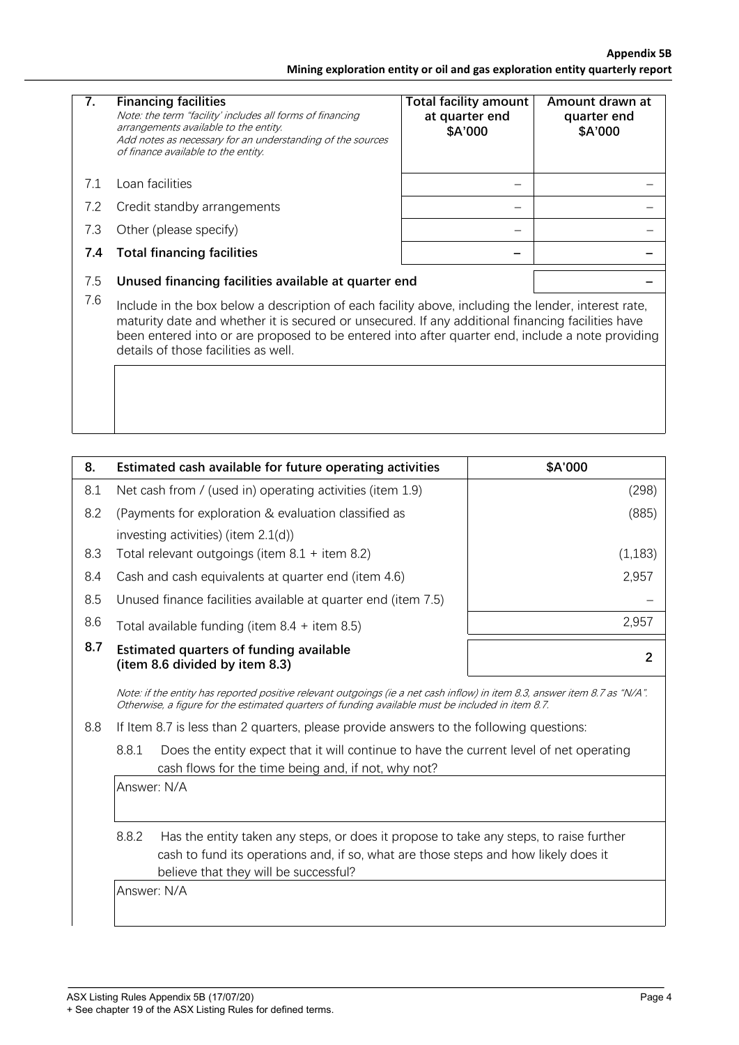| 7. | **Financing facilities** *Note: the term "facility' includes all forms of financing arrangements available to the entity.* *Add notes as necessary for an understanding of the sources of finance available to the entity.* | **Total facility amount at quarter end \$A'000** | **Amount drawn at quarter end \$A'000** |
|---|---|---|---|
| 7.1 | Loan facilities | – | – |
| 7.2 | Credit standby arrangements | – | – |
| 7.3 | Other (please specify) | – | – |
| **7.4** | **Total financing facilities** | **–** | **–** |

| | | |
|---|---|---|
| 7.5 | **Unused financing facilities available at quarter end** | – |

7.6 Include in the box below a description of each facility above, including the lender, interest rate, maturity date and whether it is secured or unsecured. If any additional financing facilities have been entered into or are proposed to be entered into after quarter end, include a note providing details of those facilities as well.

| 8. | **Estimated cash available for future operating activities** | **\$A'000** |
|---|---|---|
| 8.1 | Net cash from / (used in) operating activities (item 1.9) | (298) |
| 8.2 | (Payments for exploration & evaluation classified as investing activities) (item 2.1(d)) | (885) |
| 8.3 | Total relevant outgoings (item 8.1 + item 8.2) | (1,183) |
| 8.4 | Cash and cash equivalents at quarter end (item 4.6) | 2,957 |
| 8.5 | Unused finance facilities available at quarter end (item 7.5) | – |
| 8.6 | Total available funding (item 8.4 + item 8.5) | 2,957 |
| **8.7** | **Estimated quarters of funding available (item 8.6 divided by item 8.3)** | **2** |

*Note: if the entity has reported positive relevant outgoings (ie a net cash inflow) in item 8.3, answer item 8.7 as "N/A". Otherwise, a figure for the estimated quarters of funding available must be included in item 8.7.*

8.8 If Item 8.7 is less than 2 quarters, please provide answers to the following questions:

8.8.1 Does the entity expect that it will continue to have the current level of net operating cash flows for the time being and, if not, why not?

Answer: N/A

8.8.2 Has the entity taken any steps, or does it propose to take any steps, to raise further cash to fund its operations and, if so, what are those steps and how likely does it believe that they will be successful?

Answer: N/A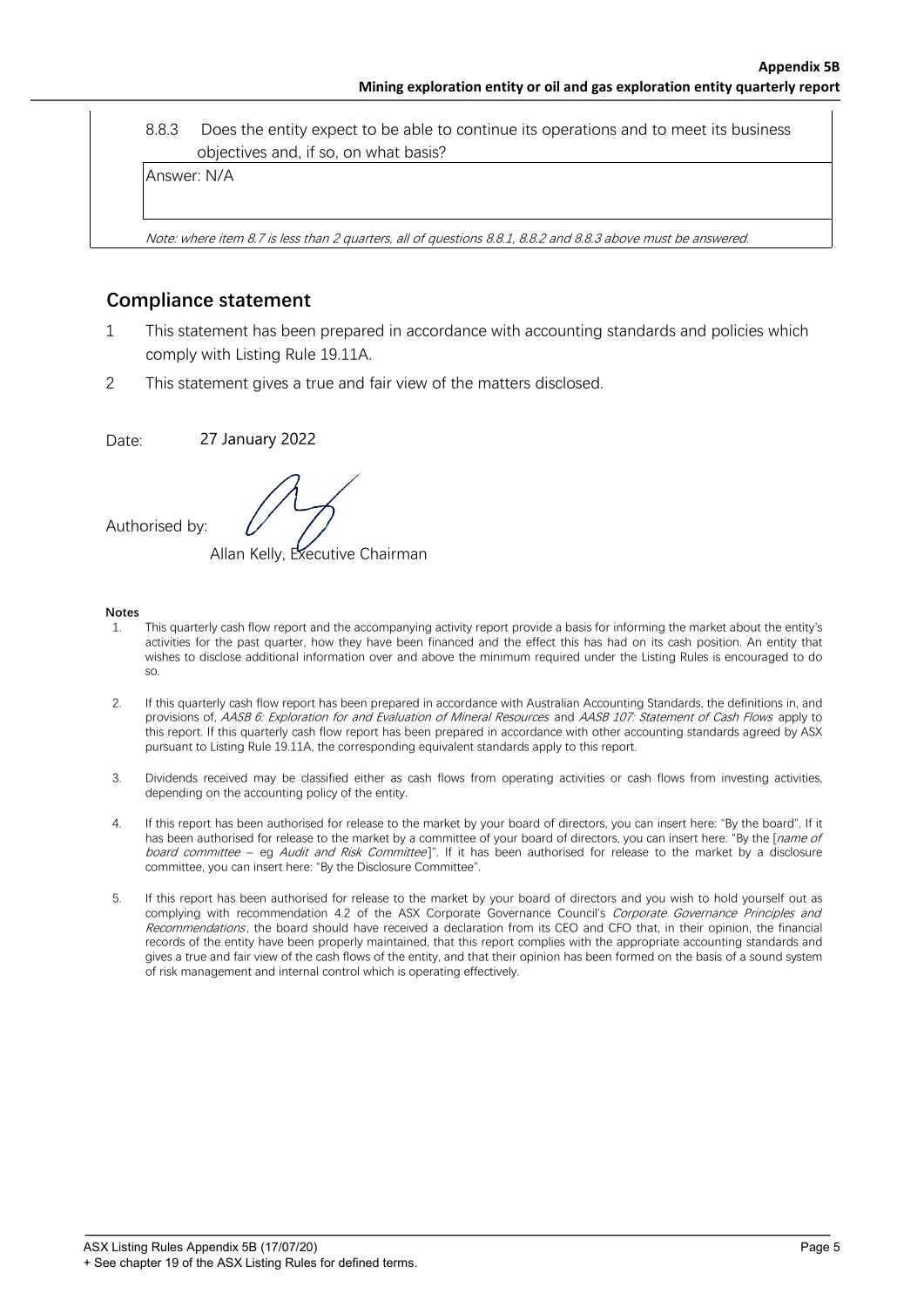8.8.3 Does the entity expect to be able to continue its operations and to meet its business objectives and, if so, on what basis?

Answer: N/A

*Note: where item 8.7 is less than 2 quarters, all of questions 8.8.1, 8.8.2 and 8.8.3 above must be answered.*

## Compliance statement

1. This statement has been prepared in accordance with accounting standards and policies which comply with Listing Rule 19.11A.
2. This statement gives a true and fair view of the matters disclosed.

Date: 27 January 2022

Authorised by:

Allan Kelly, Executive Chairman

**Notes**

1. This quarterly cash flow report and the accompanying activity report provide a basis for informing the market about the entity's activities for the past quarter, how they have been financed and the effect this has had on its cash position. An entity that wishes to disclose additional information over and above the minimum required under the Listing Rules is encouraged to do so.
2. If this quarterly cash flow report has been prepared in accordance with Australian Accounting Standards, the definitions in, and provisions of, *AASB 6: Exploration for and Evaluation of Mineral Resources* and *AASB 107: Statement of Cash Flows* apply to this report. If this quarterly cash flow report has been prepared in accordance with other accounting standards agreed by ASX pursuant to Listing Rule 19.11A, the corresponding equivalent standards apply to this report.
3. Dividends received may be classified either as cash flows from operating activities or cash flows from investing activities, depending on the accounting policy of the entity.
4. If this report has been authorised for release to the market by your board of directors, you can insert here: "By the board". If it has been authorised for release to the market by a committee of your board of directors, you can insert here: "By the [*name of board committee* – eg *Audit and Risk Committee*]". If it has been authorised for release to the market by a disclosure committee, you can insert here: "By the Disclosure Committee".
5. If this report has been authorised for release to the market by your board of directors and you wish to hold yourself out as complying with recommendation 4.2 of the ASX Corporate Governance Council's *Corporate Governance Principles and Recommendations*, the board should have received a declaration from its CEO and CFO that, in their opinion, the financial records of the entity have been properly maintained, that this report complies with the appropriate accounting standards and gives a true and fair view of the cash flows of the entity, and that their opinion has been formed on the basis of a sound system of risk management and internal control which is operating effectively.